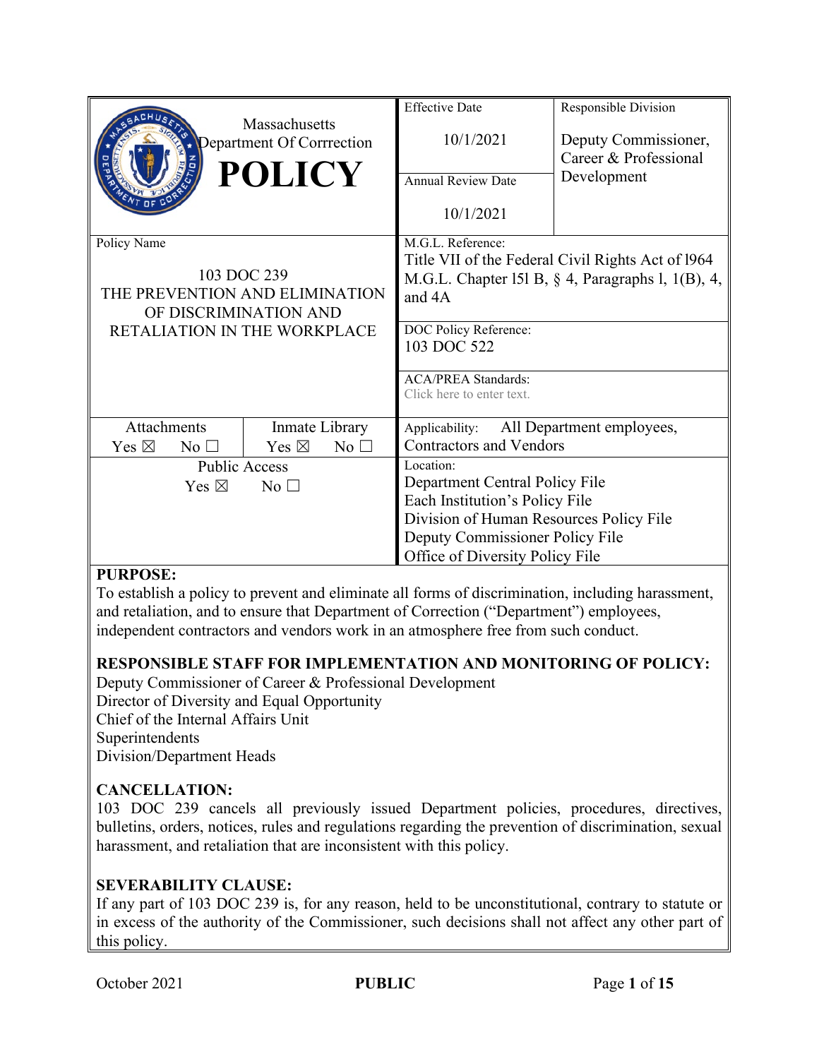| Massachusetts Department Of Corrrection **POLICY** | Effective Date<br>10/1/2021 | Responsible Division<br>Deputy Commissioner, Career & Professional Development |
|---|---|---|
| | Annual Review Date<br>10/1/2021 | |
| Policy Name<br>103 DOC 239<br>THE PREVENTION AND ELIMINATION OF DISCRIMINATION AND RETALIATION IN THE WORKPLACE | M.G.L. Reference:<br>Title VII of the Federal Civil Rights Act of l964<br>M.G.L. Chapter l5l B, § 4, Paragraphs l, 1(B), 4, and 4A | |
| | DOC Policy Reference:<br>103 DOC 522 | |
| | ACA/PREA Standards:<br>Click here to enter text. | |
| Attachments: Yes ☒ No ☐ / Inmate Library: Yes ☒ No ☐ | Applicability: All Department employees, Contractors and Vendors | |
| Public Access<br>Yes ☒ No ☐ | Location:<br>Department Central Policy File<br>Each Institution's Policy File<br>Division of Human Resources Policy File<br>Deputy Commissioner Policy File<br>Office of Diversity Policy File | |

**PURPOSE:**

To establish a policy to prevent and eliminate all forms of discrimination, including harassment, and retaliation, and to ensure that Department of Correction ("Department") employees, independent contractors and vendors work in an atmosphere free from such conduct.

**RESPONSIBLE STAFF FOR IMPLEMENTATION AND MONITORING OF POLICY:**

Deputy Commissioner of Career & Professional Development
Director of Diversity and Equal Opportunity
Chief of the Internal Affairs Unit
Superintendents
Division/Department Heads

**CANCELLATION:**

103 DOC 239 cancels all previously issued Department policies, procedures, directives, bulletins, orders, notices, rules and regulations regarding the prevention of discrimination, sexual harassment, and retaliation that are inconsistent with this policy.

**SEVERABILITY CLAUSE:**

If any part of 103 DOC 239 is, for any reason, held to be unconstitutional, contrary to statute or in excess of the authority of the Commissioner, such decisions shall not affect any other part of this policy.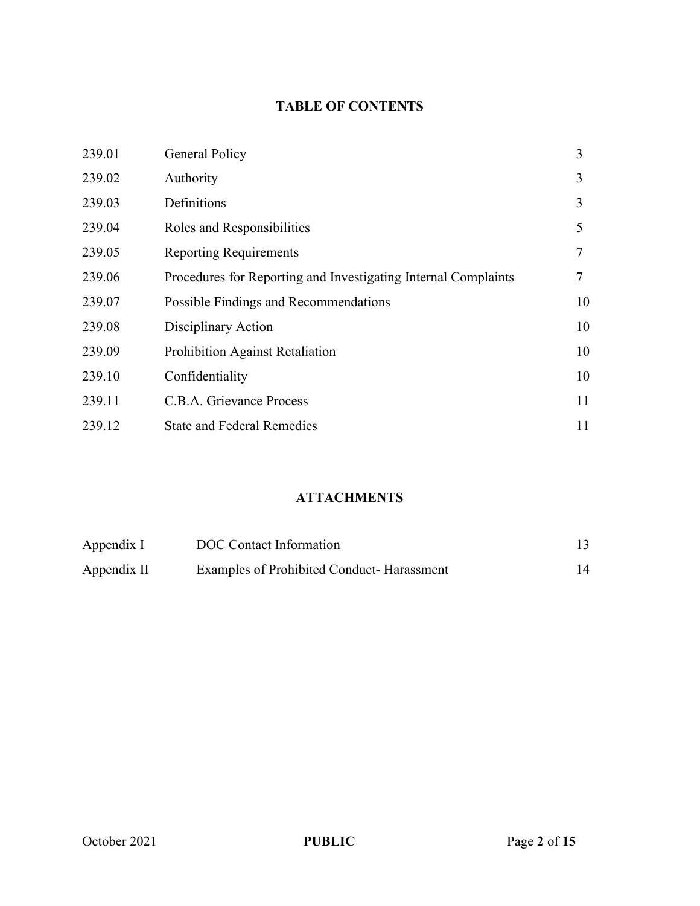## TABLE OF CONTENTS

| | | |
|---|---|---|
| 239.01 | General Policy | 3 |
| 239.02 | Authority | 3 |
| 239.03 | Definitions | 3 |
| 239.04 | Roles and Responsibilities | 5 |
| 239.05 | Reporting Requirements | 7 |
| 239.06 | Procedures for Reporting and Investigating Internal Complaints | 7 |
| 239.07 | Possible Findings and Recommendations | 10 |
| 239.08 | Disciplinary Action | 10 |
| 239.09 | Prohibition Against Retaliation | 10 |
| 239.10 | Confidentiality | 10 |
| 239.11 | C.B.A. Grievance Process | 11 |
| 239.12 | State and Federal Remedies | 11 |

## ATTACHMENTS

| | | |
|---|---|---|
| Appendix I | DOC Contact Information | 13 |
| Appendix II | Examples of Prohibited Conduct- Harassment | 14 |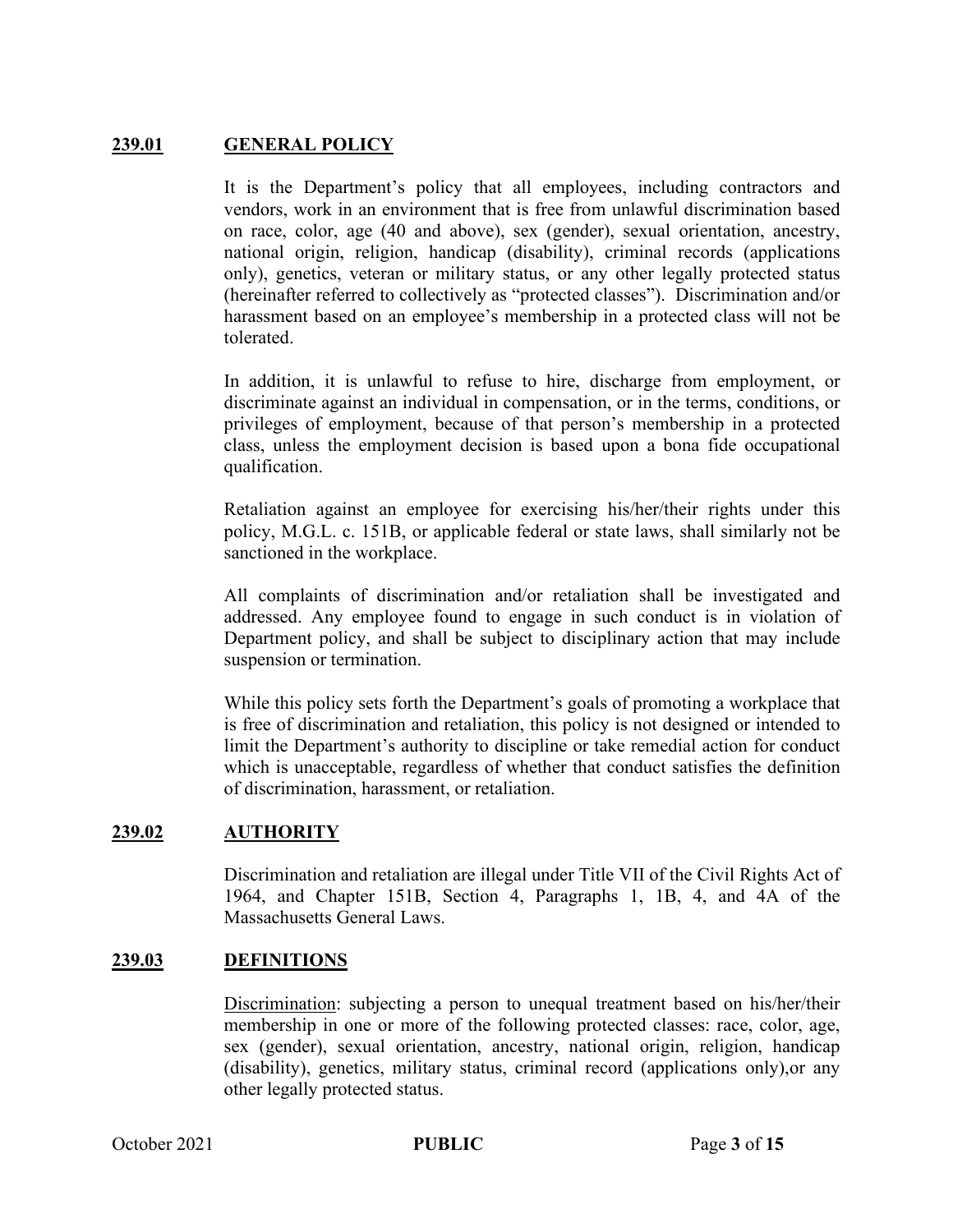## 239.01 GENERAL POLICY

It is the Department's policy that all employees, including contractors and vendors, work in an environment that is free from unlawful discrimination based on race, color, age (40 and above), sex (gender), sexual orientation, ancestry, national origin, religion, handicap (disability), criminal records (applications only), genetics, veteran or military status, or any other legally protected status (hereinafter referred to collectively as "protected classes"). Discrimination and/or harassment based on an employee's membership in a protected class will not be tolerated.

In addition, it is unlawful to refuse to hire, discharge from employment, or discriminate against an individual in compensation, or in the terms, conditions, or privileges of employment, because of that person's membership in a protected class, unless the employment decision is based upon a bona fide occupational qualification.

Retaliation against an employee for exercising his/her/their rights under this policy, M.G.L. c. 151B, or applicable federal or state laws, shall similarly not be sanctioned in the workplace.

All complaints of discrimination and/or retaliation shall be investigated and addressed. Any employee found to engage in such conduct is in violation of Department policy, and shall be subject to disciplinary action that may include suspension or termination.

While this policy sets forth the Department's goals of promoting a workplace that is free of discrimination and retaliation, this policy is not designed or intended to limit the Department's authority to discipline or take remedial action for conduct which is unacceptable, regardless of whether that conduct satisfies the definition of discrimination, harassment, or retaliation.

## 239.02 AUTHORITY

Discrimination and retaliation are illegal under Title VII of the Civil Rights Act of 1964, and Chapter 151B, Section 4, Paragraphs 1, 1B, 4, and 4A of the Massachusetts General Laws.

## 239.03 DEFINITIONS

Discrimination: subjecting a person to unequal treatment based on his/her/their membership in one or more of the following protected classes: race, color, age, sex (gender), sexual orientation, ancestry, national origin, religion, handicap (disability), genetics, military status, criminal record (applications only),or any other legally protected status.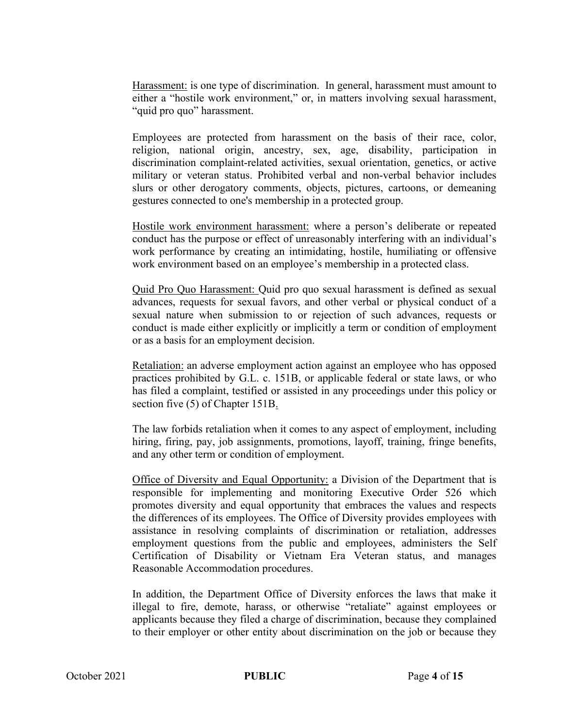<u>Harassment:</u> is one type of discrimination. In general, harassment must amount to either a "hostile work environment," or, in matters involving sexual harassment, "quid pro quo" harassment.

Employees are protected from harassment on the basis of their race, color, religion, national origin, ancestry, sex, age, disability, participation in discrimination complaint-related activities, sexual orientation, genetics, or active military or veteran status. Prohibited verbal and non-verbal behavior includes slurs or other derogatory comments, objects, pictures, cartoons, or demeaning gestures connected to one's membership in a protected group.

<u>Hostile work environment harassment:</u> where a person's deliberate or repeated conduct has the purpose or effect of unreasonably interfering with an individual's work performance by creating an intimidating, hostile, humiliating or offensive work environment based on an employee's membership in a protected class.

<u>Quid Pro Quo Harassment:</u> Quid pro quo sexual harassment is defined as sexual advances, requests for sexual favors, and other verbal or physical conduct of a sexual nature when submission to or rejection of such advances, requests or conduct is made either explicitly or implicitly a term or condition of employment or as a basis for an employment decision.

<u>Retaliation:</u> an adverse employment action against an employee who has opposed practices prohibited by G.L. c. 151B, or applicable federal or state laws, or who has filed a complaint, testified or assisted in any proceedings under this policy or section five (5) of Chapter 151B.

The law forbids retaliation when it comes to any aspect of employment, including hiring, firing, pay, job assignments, promotions, layoff, training, fringe benefits, and any other term or condition of employment.

<u>Office of Diversity and Equal Opportunity:</u> a Division of the Department that is responsible for implementing and monitoring Executive Order 526 which promotes diversity and equal opportunity that embraces the values and respects the differences of its employees. The Office of Diversity provides employees with assistance in resolving complaints of discrimination or retaliation, addresses employment questions from the public and employees, administers the Self Certification of Disability or Vietnam Era Veteran status, and manages Reasonable Accommodation procedures.

In addition, the Department Office of Diversity enforces the laws that make it illegal to fire, demote, harass, or otherwise "retaliate" against employees or applicants because they filed a charge of discrimination, because they complained to their employer or other entity about discrimination on the job or because they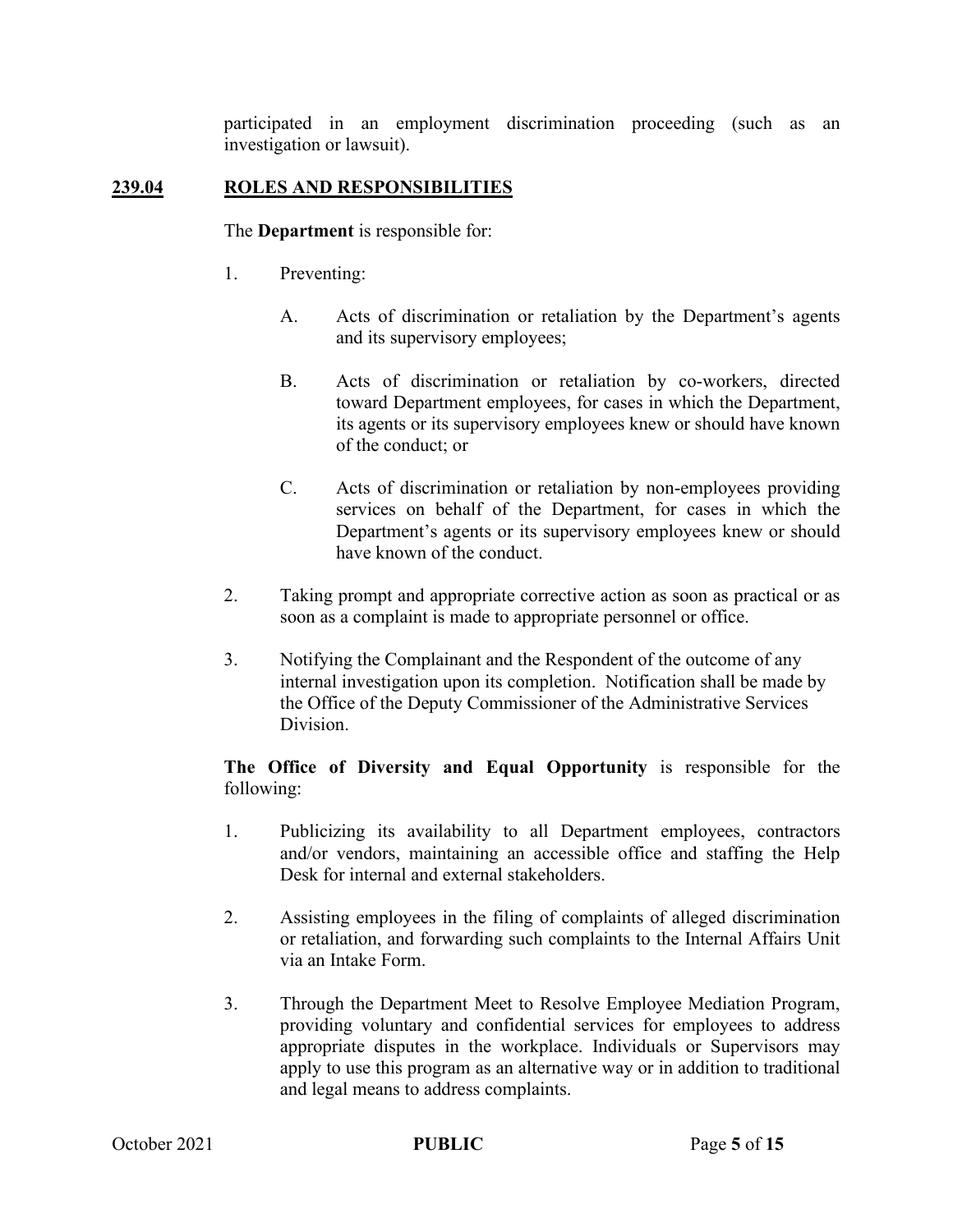participated in an employment discrimination proceeding (such as an investigation or lawsuit).

## 239.04 ROLES AND RESPONSIBILITIES

The **Department** is responsible for:

1. Preventing:

   A. Acts of discrimination or retaliation by the Department's agents and its supervisory employees;

   B. Acts of discrimination or retaliation by co-workers, directed toward Department employees, for cases in which the Department, its agents or its supervisory employees knew or should have known of the conduct; or

   C. Acts of discrimination or retaliation by non-employees providing services on behalf of the Department, for cases in which the Department's agents or its supervisory employees knew or should have known of the conduct.

2. Taking prompt and appropriate corrective action as soon as practical or as soon as a complaint is made to appropriate personnel or office.

3. Notifying the Complainant and the Respondent of the outcome of any internal investigation upon its completion. Notification shall be made by the Office of the Deputy Commissioner of the Administrative Services Division.

**The Office of Diversity and Equal Opportunity** is responsible for the following:

1. Publicizing its availability to all Department employees, contractors and/or vendors, maintaining an accessible office and staffing the Help Desk for internal and external stakeholders.

2. Assisting employees in the filing of complaints of alleged discrimination or retaliation, and forwarding such complaints to the Internal Affairs Unit via an Intake Form.

3. Through the Department Meet to Resolve Employee Mediation Program, providing voluntary and confidential services for employees to address appropriate disputes in the workplace. Individuals or Supervisors may apply to use this program as an alternative way or in addition to traditional and legal means to address complaints.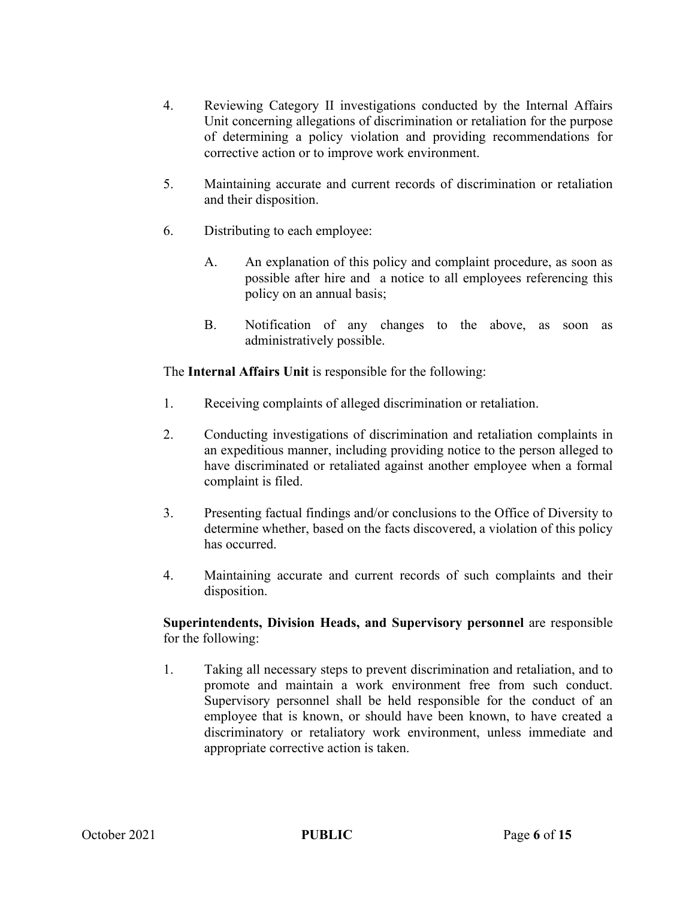4. Reviewing Category II investigations conducted by the Internal Affairs Unit concerning allegations of discrimination or retaliation for the purpose of determining a policy violation and providing recommendations for corrective action or to improve work environment.

5. Maintaining accurate and current records of discrimination or retaliation and their disposition.

6. Distributing to each employee:

   A. An explanation of this policy and complaint procedure, as soon as possible after hire and a notice to all employees referencing this policy on an annual basis;

   B. Notification of any changes to the above, as soon as administratively possible.

The **Internal Affairs Unit** is responsible for the following:

1. Receiving complaints of alleged discrimination or retaliation.

2. Conducting investigations of discrimination and retaliation complaints in an expeditious manner, including providing notice to the person alleged to have discriminated or retaliated against another employee when a formal complaint is filed.

3. Presenting factual findings and/or conclusions to the Office of Diversity to determine whether, based on the facts discovered, a violation of this policy has occurred.

4. Maintaining accurate and current records of such complaints and their disposition.

**Superintendents, Division Heads, and Supervisory personnel** are responsible for the following:

1. Taking all necessary steps to prevent discrimination and retaliation, and to promote and maintain a work environment free from such conduct. Supervisory personnel shall be held responsible for the conduct of an employee that is known, or should have been known, to have created a discriminatory or retaliatory work environment, unless immediate and appropriate corrective action is taken.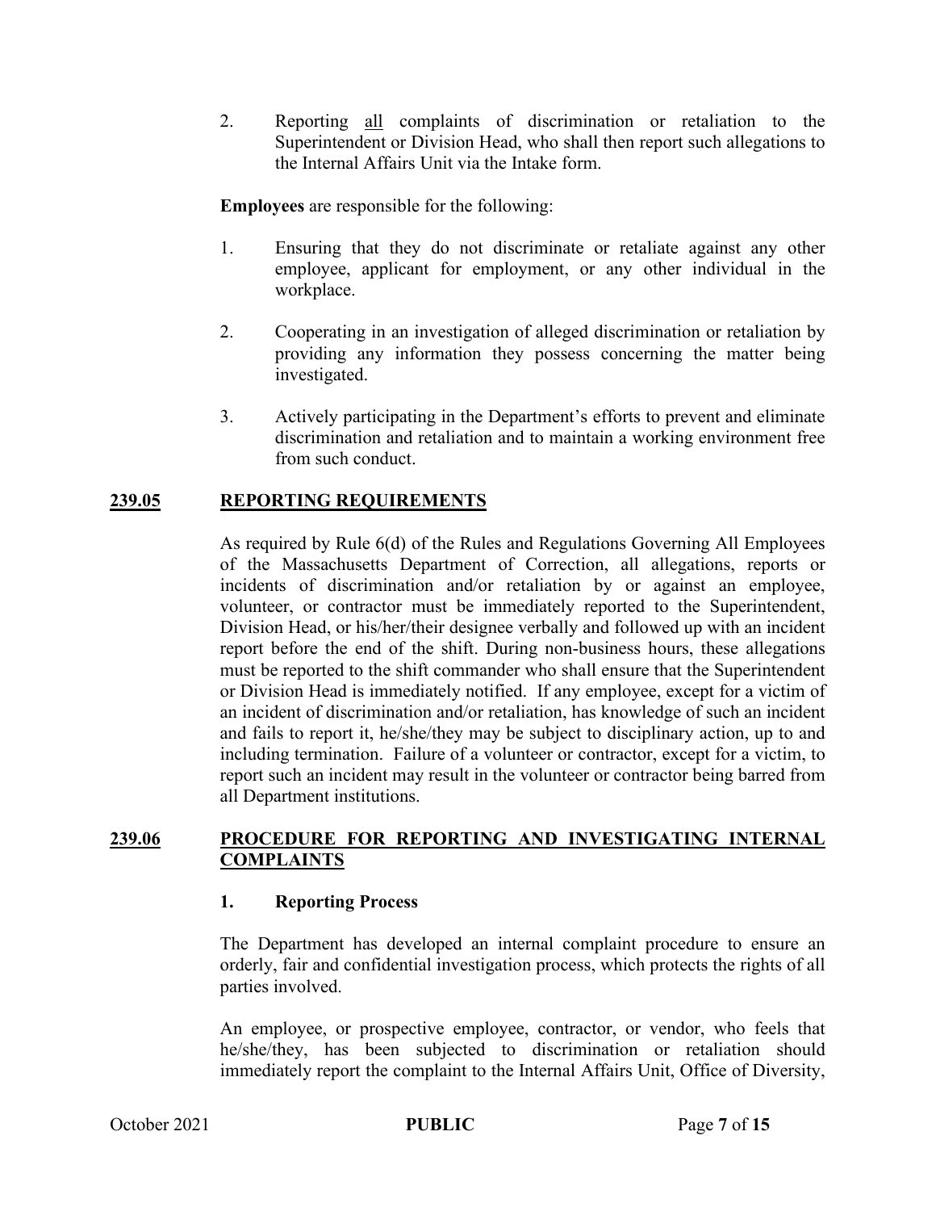2. Reporting <u>all</u> complaints of discrimination or retaliation to the Superintendent or Division Head, who shall then report such allegations to the Internal Affairs Unit via the Intake form.

**Employees** are responsible for the following:

1. Ensuring that they do not discriminate or retaliate against any other employee, applicant for employment, or any other individual in the workplace.

2. Cooperating in an investigation of alleged discrimination or retaliation by providing any information they possess concerning the matter being investigated.

3. Actively participating in the Department's efforts to prevent and eliminate discrimination and retaliation and to maintain a working environment free from such conduct.

## 239.05 REPORTING REQUIREMENTS

As required by Rule 6(d) of the Rules and Regulations Governing All Employees of the Massachusetts Department of Correction, all allegations, reports or incidents of discrimination and/or retaliation by or against an employee, volunteer, or contractor must be immediately reported to the Superintendent, Division Head, or his/her/their designee verbally and followed up with an incident report before the end of the shift. During non-business hours, these allegations must be reported to the shift commander who shall ensure that the Superintendent or Division Head is immediately notified. If any employee, except for a victim of an incident of discrimination and/or retaliation, has knowledge of such an incident and fails to report it, he/she/they may be subject to disciplinary action, up to and including termination. Failure of a volunteer or contractor, except for a victim, to report such an incident may result in the volunteer or contractor being barred from all Department institutions.

## 239.06 PROCEDURE FOR REPORTING AND INVESTIGATING INTERNAL COMPLAINTS

### 1. Reporting Process

The Department has developed an internal complaint procedure to ensure an orderly, fair and confidential investigation process, which protects the rights of all parties involved.

An employee, or prospective employee, contractor, or vendor, who feels that he/she/they, has been subjected to discrimination or retaliation should immediately report the complaint to the Internal Affairs Unit, Office of Diversity,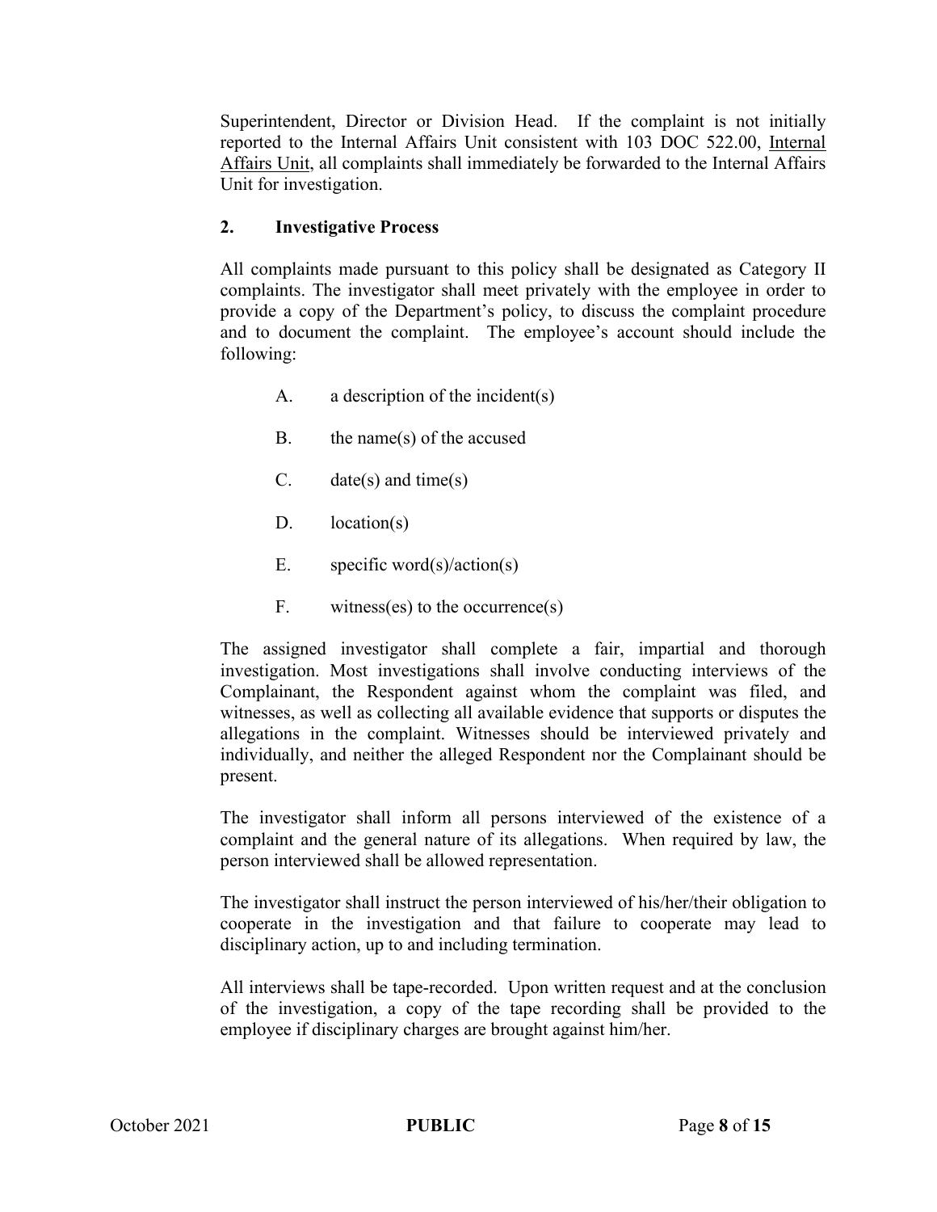Superintendent, Director or Division Head. If the complaint is not initially reported to the Internal Affairs Unit consistent with 103 DOC 522.00, Internal Affairs Unit, all complaints shall immediately be forwarded to the Internal Affairs Unit for investigation.

**2. Investigative Process**

All complaints made pursuant to this policy shall be designated as Category II complaints. The investigator shall meet privately with the employee in order to provide a copy of the Department's policy, to discuss the complaint procedure and to document the complaint. The employee's account should include the following:

A. a description of the incident(s)

B. the name(s) of the accused

C. date(s) and time(s)

D. location(s)

E. specific word(s)/action(s)

F. witness(es) to the occurrence(s)

The assigned investigator shall complete a fair, impartial and thorough investigation. Most investigations shall involve conducting interviews of the Complainant, the Respondent against whom the complaint was filed, and witnesses, as well as collecting all available evidence that supports or disputes the allegations in the complaint. Witnesses should be interviewed privately and individually, and neither the alleged Respondent nor the Complainant should be present.

The investigator shall inform all persons interviewed of the existence of a complaint and the general nature of its allegations. When required by law, the person interviewed shall be allowed representation.

The investigator shall instruct the person interviewed of his/her/their obligation to cooperate in the investigation and that failure to cooperate may lead to disciplinary action, up to and including termination.

All interviews shall be tape-recorded. Upon written request and at the conclusion of the investigation, a copy of the tape recording shall be provided to the employee if disciplinary charges are brought against him/her.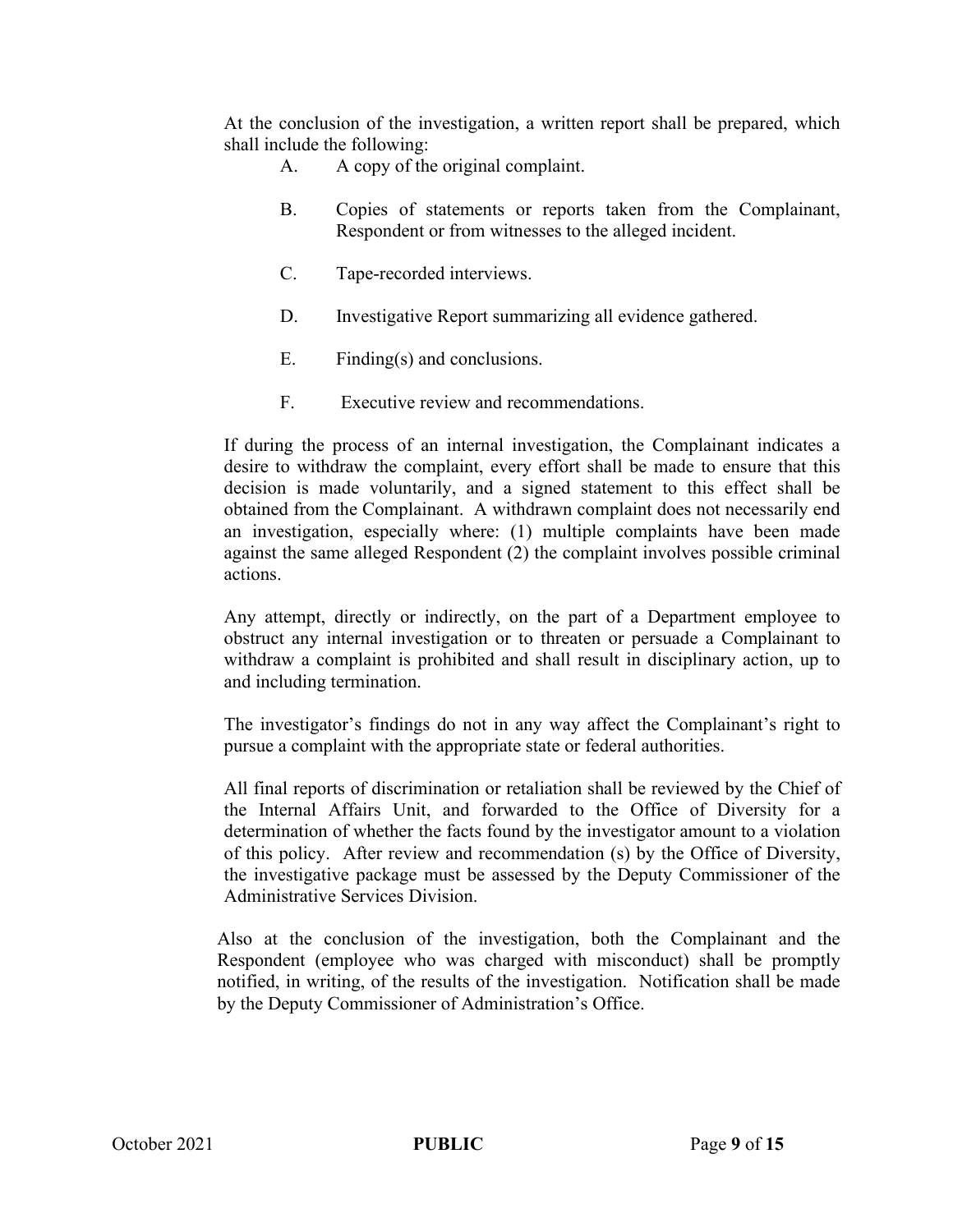At the conclusion of the investigation, a written report shall be prepared, which shall include the following:

A. A copy of the original complaint.

B. Copies of statements or reports taken from the Complainant, Respondent or from witnesses to the alleged incident.

C. Tape-recorded interviews.

D. Investigative Report summarizing all evidence gathered.

E. Finding(s) and conclusions.

F. Executive review and recommendations.

If during the process of an internal investigation, the Complainant indicates a desire to withdraw the complaint, every effort shall be made to ensure that this decision is made voluntarily, and a signed statement to this effect shall be obtained from the Complainant. A withdrawn complaint does not necessarily end an investigation, especially where: (1) multiple complaints have been made against the same alleged Respondent (2) the complaint involves possible criminal actions.

Any attempt, directly or indirectly, on the part of a Department employee to obstruct any internal investigation or to threaten or persuade a Complainant to withdraw a complaint is prohibited and shall result in disciplinary action, up to and including termination.

The investigator's findings do not in any way affect the Complainant's right to pursue a complaint with the appropriate state or federal authorities.

All final reports of discrimination or retaliation shall be reviewed by the Chief of the Internal Affairs Unit, and forwarded to the Office of Diversity for a determination of whether the facts found by the investigator amount to a violation of this policy. After review and recommendation (s) by the Office of Diversity, the investigative package must be assessed by the Deputy Commissioner of the Administrative Services Division.

Also at the conclusion of the investigation, both the Complainant and the Respondent (employee who was charged with misconduct) shall be promptly notified, in writing, of the results of the investigation. Notification shall be made by the Deputy Commissioner of Administration's Office.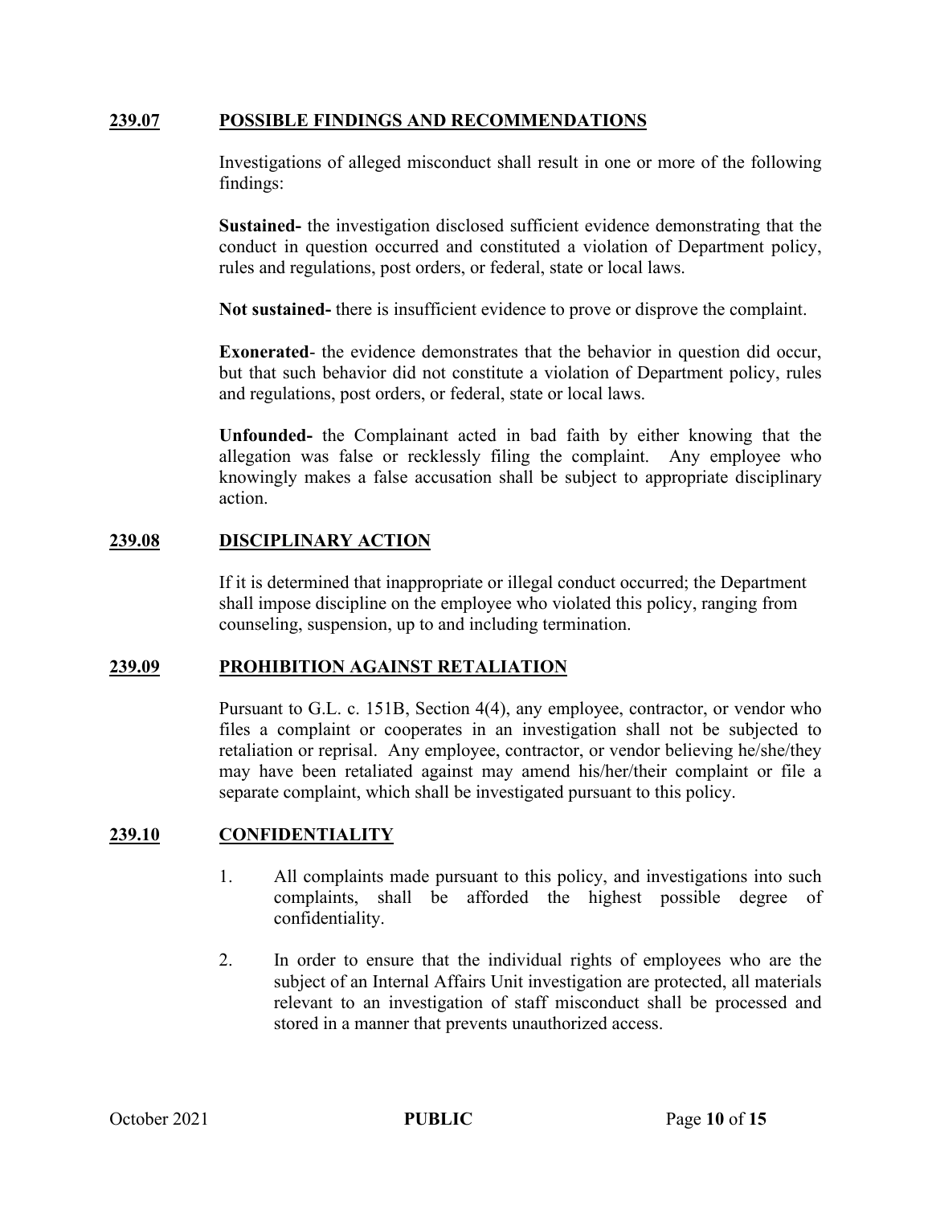## 239.07 POSSIBLE FINDINGS AND RECOMMENDATIONS

Investigations of alleged misconduct shall result in one or more of the following findings:

**Sustained-** the investigation disclosed sufficient evidence demonstrating that the conduct in question occurred and constituted a violation of Department policy, rules and regulations, post orders, or federal, state or local laws.

**Not sustained-** there is insufficient evidence to prove or disprove the complaint.

**Exonerated**- the evidence demonstrates that the behavior in question did occur, but that such behavior did not constitute a violation of Department policy, rules and regulations, post orders, or federal, state or local laws.

**Unfounded-** the Complainant acted in bad faith by either knowing that the allegation was false or recklessly filing the complaint. Any employee who knowingly makes a false accusation shall be subject to appropriate disciplinary action.

## 239.08 DISCIPLINARY ACTION

If it is determined that inappropriate or illegal conduct occurred; the Department shall impose discipline on the employee who violated this policy, ranging from counseling, suspension, up to and including termination.

## 239.09 PROHIBITION AGAINST RETALIATION

Pursuant to G.L. c. 151B, Section 4(4), any employee, contractor, or vendor who files a complaint or cooperates in an investigation shall not be subjected to retaliation or reprisal. Any employee, contractor, or vendor believing he/she/they may have been retaliated against may amend his/her/their complaint or file a separate complaint, which shall be investigated pursuant to this policy.

## 239.10 CONFIDENTIALITY

1. All complaints made pursuant to this policy, and investigations into such complaints, shall be afforded the highest possible degree of confidentiality.

2. In order to ensure that the individual rights of employees who are the subject of an Internal Affairs Unit investigation are protected, all materials relevant to an investigation of staff misconduct shall be processed and stored in a manner that prevents unauthorized access.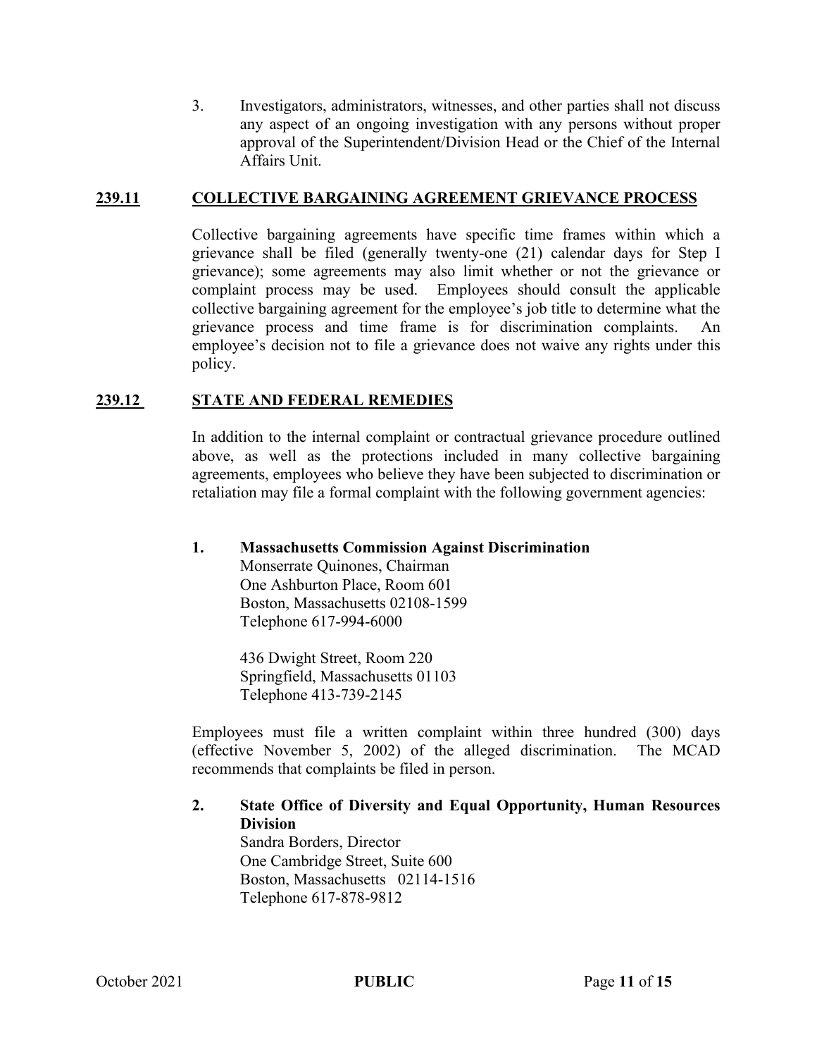3. Investigators, administrators, witnesses, and other parties shall not discuss any aspect of an ongoing investigation with any persons without proper approval of the Superintendent/Division Head or the Chief of the Internal Affairs Unit.

## 239.11 COLLECTIVE BARGAINING AGREEMENT GRIEVANCE PROCESS

Collective bargaining agreements have specific time frames within which a grievance shall be filed (generally twenty-one (21) calendar days for Step I grievance); some agreements may also limit whether or not the grievance or complaint process may be used. Employees should consult the applicable collective bargaining agreement for the employee's job title to determine what the grievance process and time frame is for discrimination complaints. An employee's decision not to file a grievance does not waive any rights under this policy.

## 239.12 STATE AND FEDERAL REMEDIES

In addition to the internal complaint or contractual grievance procedure outlined above, as well as the protections included in many collective bargaining agreements, employees who believe they have been subjected to discrimination or retaliation may file a formal complaint with the following government agencies:

1. **Massachusetts Commission Against Discrimination**
   Monserrate Quinones, Chairman
   One Ashburton Place, Room 601
   Boston, Massachusetts 02108-1599
   Telephone 617-994-6000

   436 Dwight Street, Room 220
   Springfield, Massachusetts 01103
   Telephone 413-739-2145

Employees must file a written complaint within three hundred (300) days (effective November 5, 2002) of the alleged discrimination. The MCAD recommends that complaints be filed in person.

2. **State Office of Diversity and Equal Opportunity, Human Resources Division**
   Sandra Borders, Director
   One Cambridge Street, Suite 600
   Boston, Massachusetts 02114-1516
   Telephone 617-878-9812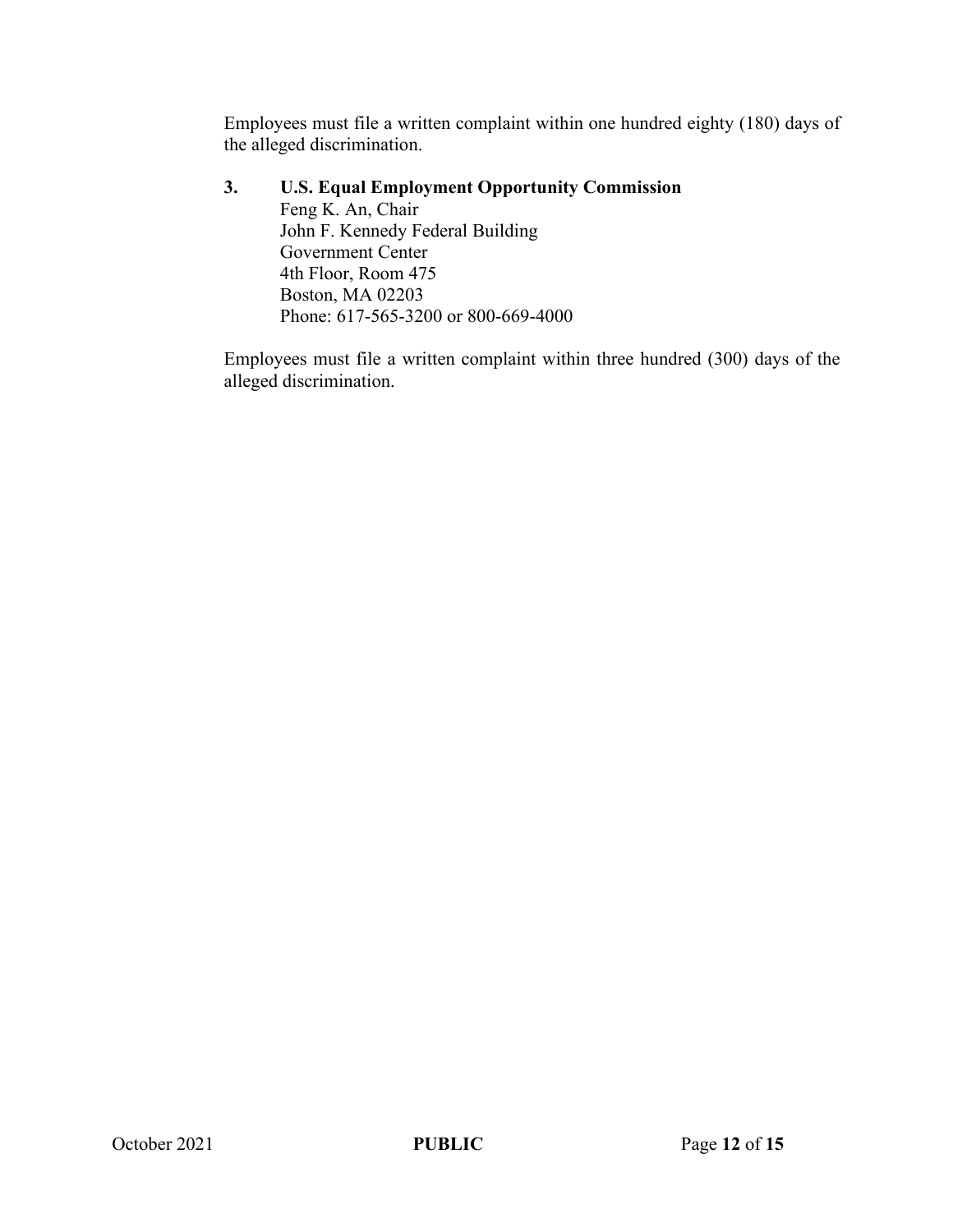Employees must file a written complaint within one hundred eighty (180) days of the alleged discrimination.

**3. U.S. Equal Employment Opportunity Commission**
Feng K. An, Chair
John F. Kennedy Federal Building
Government Center
4th Floor, Room 475
Boston, MA 02203
Phone: 617-565-3200 or 800-669-4000

Employees must file a written complaint within three hundred (300) days of the alleged discrimination.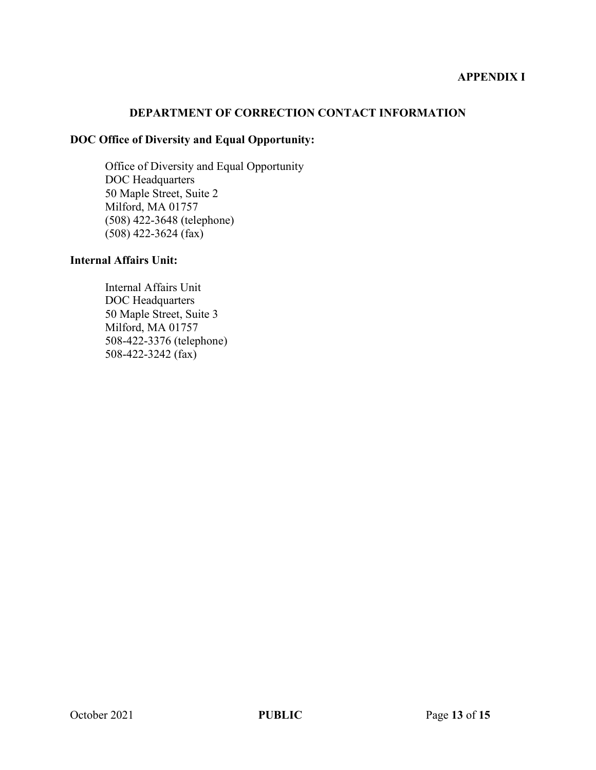**APPENDIX I**

## DEPARTMENT OF CORRECTION CONTACT INFORMATION

**DOC Office of Diversity and Equal Opportunity:**

Office of Diversity and Equal Opportunity
DOC Headquarters
50 Maple Street, Suite 2
Milford, MA 01757
(508) 422-3648 (telephone)
(508) 422-3624 (fax)

**Internal Affairs Unit:**

Internal Affairs Unit
DOC Headquarters
50 Maple Street, Suite 3
Milford, MA 01757
508-422-3376 (telephone)
508-422-3242 (fax)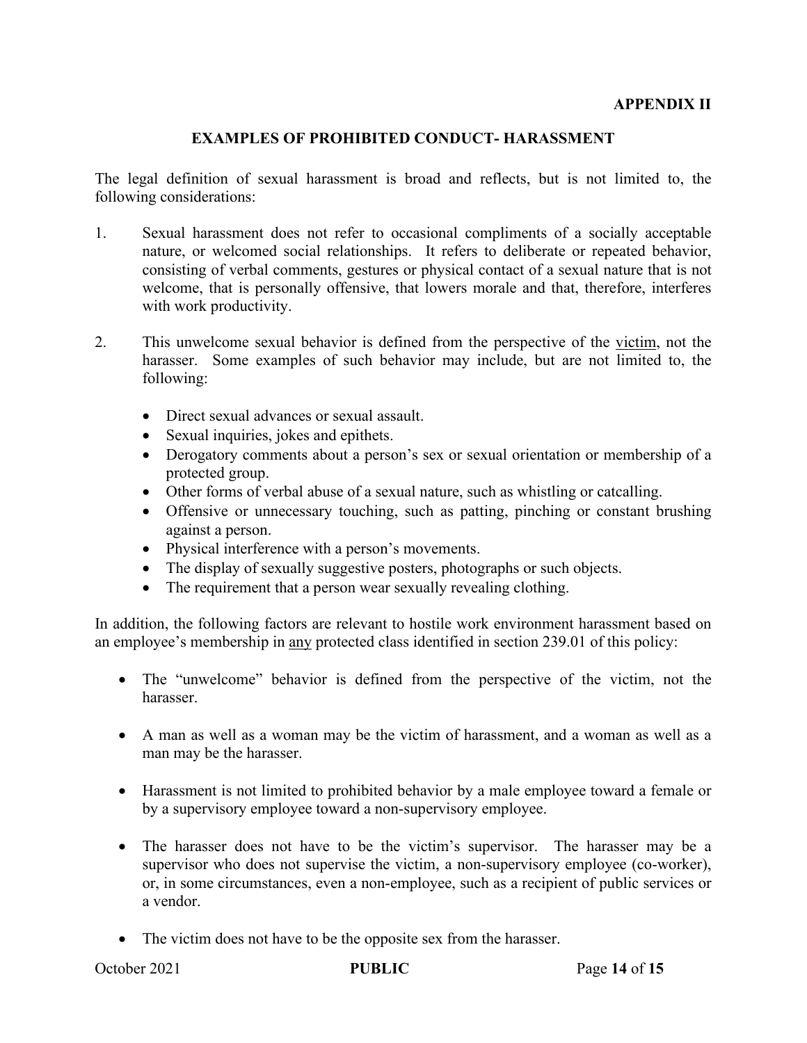**APPENDIX II**

## EXAMPLES OF PROHIBITED CONDUCT- HARASSMENT

The legal definition of sexual harassment is broad and reflects, but is not limited to, the following considerations:

1. Sexual harassment does not refer to occasional compliments of a socially acceptable nature, or welcomed social relationships. It refers to deliberate or repeated behavior, consisting of verbal comments, gestures or physical contact of a sexual nature that is not welcome, that is personally offensive, that lowers morale and that, therefore, interferes with work productivity.

2. This unwelcome sexual behavior is defined from the perspective of the <u>victim</u>, not the harasser. Some examples of such behavior may include, but are not limited to, the following:

   - Direct sexual advances or sexual assault.
   - Sexual inquiries, jokes and epithets.
   - Derogatory comments about a person's sex or sexual orientation or membership of a protected group.
   - Other forms of verbal abuse of a sexual nature, such as whistling or catcalling.
   - Offensive or unnecessary touching, such as patting, pinching or constant brushing against a person.
   - Physical interference with a person's movements.
   - The display of sexually suggestive posters, photographs or such objects.
   - The requirement that a person wear sexually revealing clothing.

In addition, the following factors are relevant to hostile work environment harassment based on an employee's membership in <u>any</u> protected class identified in section 239.01 of this policy:

- The "unwelcome" behavior is defined from the perspective of the victim, not the harasser.
- A man as well as a woman may be the victim of harassment, and a woman as well as a man may be the harasser.
- Harassment is not limited to prohibited behavior by a male employee toward a female or by a supervisory employee toward a non-supervisory employee.
- The harasser does not have to be the victim's supervisor. The harasser may be a supervisor who does not supervise the victim, a non-supervisory employee (co-worker), or, in some circumstances, even a non-employee, such as a recipient of public services or a vendor.
- The victim does not have to be the opposite sex from the harasser.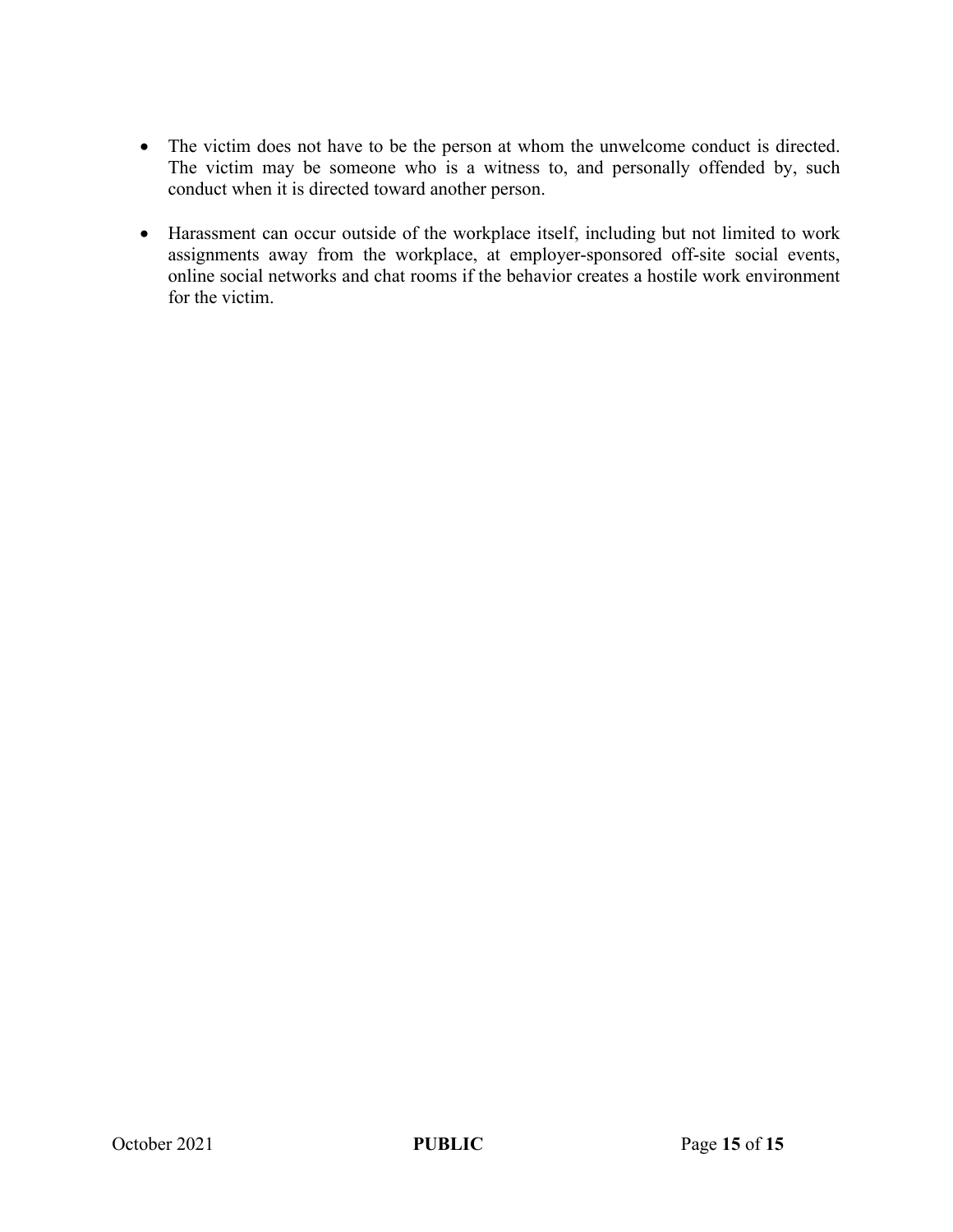- The victim does not have to be the person at whom the unwelcome conduct is directed. The victim may be someone who is a witness to, and personally offended by, such conduct when it is directed toward another person.

- Harassment can occur outside of the workplace itself, including but not limited to work assignments away from the workplace, at employer-sponsored off-site social events, online social networks and chat rooms if the behavior creates a hostile work environment for the victim.